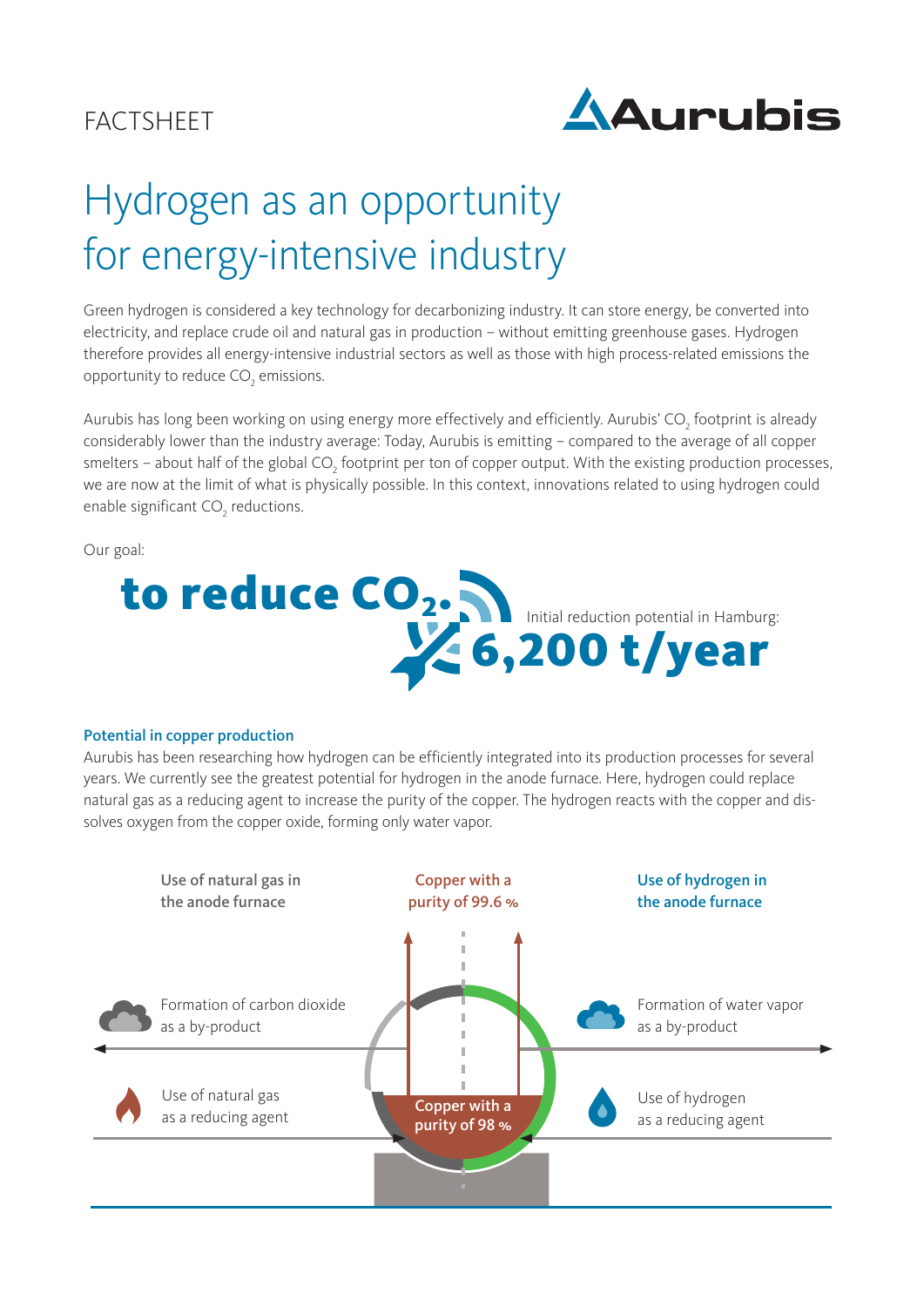FACTSHEET

Aurubis

# Hydrogen as an opportunity for energy-intensive industry

Green hydrogen is considered a key technology for decarbonizing industry. It can store energy, be converted into electricity, and replace crude oil and natural gas in production – without emitting greenhouse gases. Hydrogen therefore provides all energy-intensive industrial sectors as well as those with high process-related emissions the opportunity to reduce $CO_2$ emissions.

Aurubis has long been working on using energy more effectively and efficiently. Aurubis' $CO_2$ footprint is already considerably lower than the industry average: Today, Aurubis is emitting – compared to the average of all copper smelters – about half of the global $CO_2$ footprint per ton of copper output. With the existing production processes, we are now at the limit of what is physically possible. In this context, innovations related to using hydrogen could enable significant $CO_2$ reductions.

Our goal:

**to reduce $CO_2$.**

Initial reduction potential in Hamburg: **6,200 t/year**

### Potential in copper production

Aurubis has been researching how hydrogen can be efficiently integrated into its production processes for several years. We currently see the greatest potential for hydrogen in the anode furnace. Here, hydrogen could replace natural gas as a reducing agent to increase the purity of the copper. The hydrogen reacts with the copper and dissolves oxygen from the copper oxide, forming only water vapor.

Use of natural gas in the anode furnace

Copper with a purity of 99.6 %

Use of hydrogen in the anode furnace

Formation of carbon dioxide as a by-product

Formation of water vapor as a by-product

Use of natural gas as a reducing agent

Copper with a purity of 98 %

Use of hydrogen as a reducing agent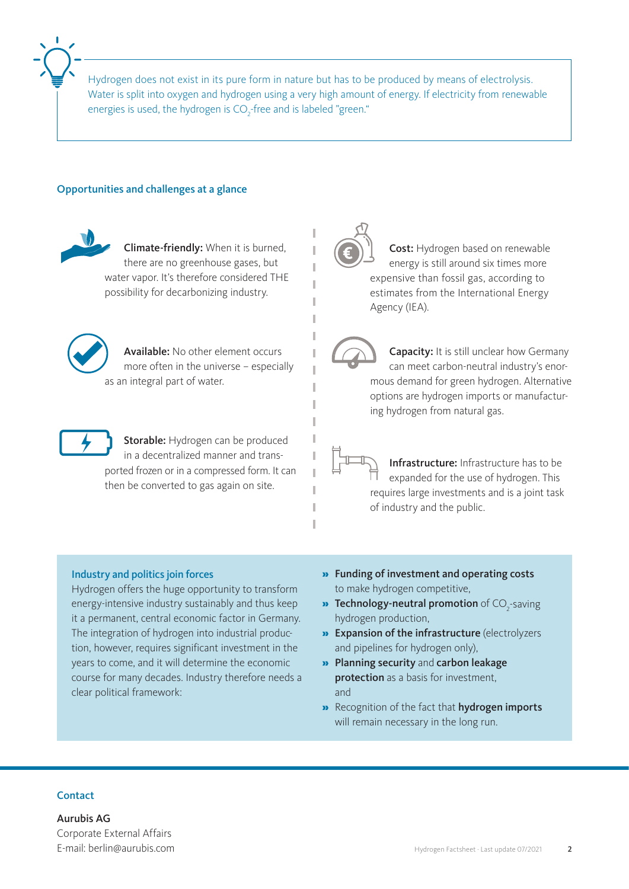Hydrogen does not exist in its pure form in nature but has to be produced by means of electrolysis. Water is split into oxygen and hydrogen using a very high amount of energy. If electricity from renewable energies is used, the hydrogen is $CO_2$-free and is labeled "green."

## Opportunities and challenges at a glance

**Climate-friendly:** When it is burned, there are no greenhouse gases, but water vapor. It's therefore considered THE possibility for decarbonizing industry.

**Available:** No other element occurs more often in the universe – especially as an integral part of water.

**Storable:** Hydrogen can be produced in a decentralized manner and transported frozen or in a compressed form. It can then be converted to gas again on site.

**Cost:** Hydrogen based on renewable energy is still around six times more expensive than fossil gas, according to estimates from the International Energy Agency (IEA).

**Capacity:** It is still unclear how Germany can meet carbon-neutral industry's enormous demand for green hydrogen. Alternative options are hydrogen imports or manufacturing hydrogen from natural gas.

**Infrastructure:** Infrastructure has to be expanded for the use of hydrogen. This requires large investments and is a joint task of industry and the public.

### Industry and politics join forces

Hydrogen offers the huge opportunity to transform energy-intensive industry sustainably and thus keep it a permanent, central economic factor in Germany. The integration of hydrogen into industrial production, however, requires significant investment in the years to come, and it will determine the economic course for many decades. Industry therefore needs a clear political framework:

- **Funding of investment and operating costs** to make hydrogen competitive,
- **Technology-neutral promotion** of $CO_2$-saving hydrogen production,
- **Expansion of the infrastructure** (electrolyzers and pipelines for hydrogen only),
- **Planning security** and **carbon leakage protection** as a basis for investment, and
- Recognition of the fact that **hydrogen imports** will remain necessary in the long run.

### Contact

Aurubis AG
Corporate External Affairs
E-mail: berlin@aurubis.com